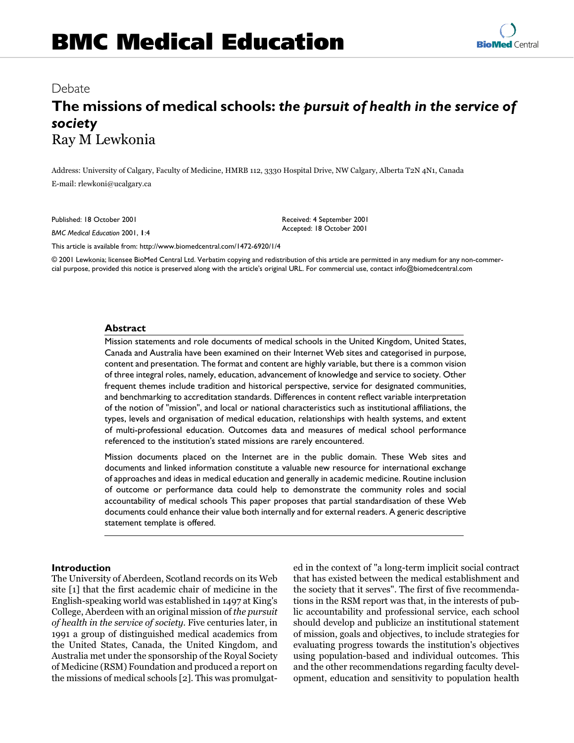# BMC Medical Education

Debate

## The missions of medical schools: *the pursuit of health in the service of society*

Ray M Lewkonia

Address: University of Calgary, Faculty of Medicine, HMRB 112, 3330 Hospital Drive, NW Calgary, Alberta T2N 4N1, Canada

E-mail: rlewkoni@ucalgary.ca

Published: 18 October 2001

*BMC Medical Education* 2001, **1**:4

Received: 4 September 2001

Accepted: 18 October 2001

This article is available from: http://www.biomedcentral.com/1472-6920/1/4

© 2001 Lewkonia; licensee BioMed Central Ltd. Verbatim copying and redistribution of this article are permitted in any medium for any non-commercial purpose, provided this notice is preserved along with the article's original URL. For commercial use, contact info@biomedcentral.com

### Abstract

Mission statements and role documents of medical schools in the United Kingdom, United States, Canada and Australia have been examined on their Internet Web sites and categorised in purpose, content and presentation. The format and content are highly variable, but there is a common vision of three integral roles, namely, education, advancement of knowledge and service to society. Other frequent themes include tradition and historical perspective, service for designated communities, and benchmarking to accreditation standards. Differences in content reflect variable interpretation of the notion of "mission", and local or national characteristics such as institutional affiliations, the types, levels and organisation of medical education, relationships with health systems, and extent of multi-professional education. Outcomes data and measures of medical school performance referenced to the institution's stated missions are rarely encountered.

Mission documents placed on the Internet are in the public domain. These Web sites and documents and linked information constitute a valuable new resource for international exchange of approaches and ideas in medical education and generally in academic medicine. Routine inclusion of outcome or performance data could help to demonstrate the community roles and social accountability of medical schools This paper proposes that partial standardisation of these Web documents could enhance their value both internally and for external readers. A generic descriptive statement template is offered.

### Introduction

The University of Aberdeen, Scotland records on its Web site [1] that the first academic chair of medicine in the English-speaking world was established in 1497 at King's College, Aberdeen with an original mission of *the pursuit of health in the service of society*. Five centuries later, in 1991 a group of distinguished medical academics from the United States, Canada, the United Kingdom, and Australia met under the sponsorship of the Royal Society of Medicine (RSM) Foundation and produced a report on the missions of medical schools [2]. This was promulgated in the context of "a long-term implicit social contract that has existed between the medical establishment and the society that it serves". The first of five recommendations in the RSM report was that, in the interests of public accountability and professional service, each school should develop and publicize an institutional statement of mission, goals and objectives, to include strategies for evaluating progress towards the institution's objectives using population-based and individual outcomes. This and the other recommendations regarding faculty development, education and sensitivity to population health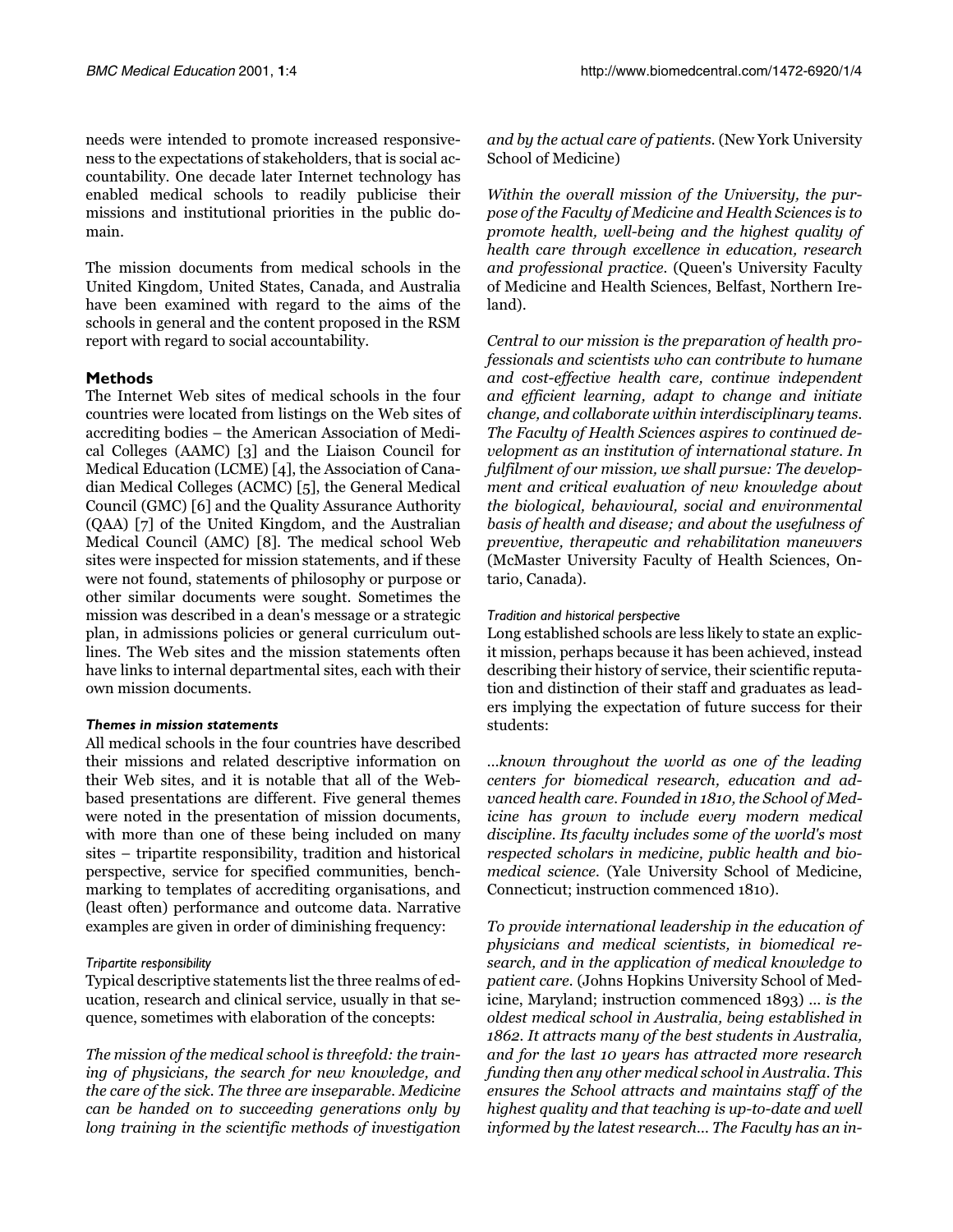needs were intended to promote increased responsiveness to the expectations of stakeholders, that is social accountability. One decade later Internet technology has enabled medical schools to readily publicise their missions and institutional priorities in the public domain.

The mission documents from medical schools in the United Kingdom, United States, Canada, and Australia have been examined with regard to the aims of the schools in general and the content proposed in the RSM report with regard to social accountability.

## Methods

The Internet Web sites of medical schools in the four countries were located from listings on the Web sites of accrediting bodies – the American Association of Medical Colleges (AAMC) [3] and the Liaison Council for Medical Education (LCME) [4], the Association of Canadian Medical Colleges (ACMC) [5], the General Medical Council (GMC) [6] and the Quality Assurance Authority (QAA) [7] of the United Kingdom, and the Australian Medical Council (AMC) [8]. The medical school Web sites were inspected for mission statements, and if these were not found, statements of philosophy or purpose or other similar documents were sought. Sometimes the mission was described in a dean's message or a strategic plan, in admissions policies or general curriculum outlines. The Web sites and the mission statements often have links to internal departmental sites, each with their own mission documents.

### Themes in mission statements

All medical schools in the four countries have described their missions and related descriptive information on their Web sites, and it is notable that all of the Web-based presentations are different. Five general themes were noted in the presentation of mission documents, with more than one of these being included on many sites – tripartite responsibility, tradition and historical perspective, service for specified communities, benchmarking to templates of accrediting organisations, and (least often) performance and outcome data. Narrative examples are given in order of diminishing frequency:

#### Tripartite responsibility

Typical descriptive statements list the three realms of education, research and clinical service, usually in that sequence, sometimes with elaboration of the concepts:

*The mission of the medical school is threefold: the training of physicians, the search for new knowledge, and the care of the sick. The three are inseparable. Medicine can be handed on to succeeding generations only by long training in the scientific methods of investigation and by the actual care of patients.* (New York University School of Medicine)

*Within the overall mission of the University, the purpose of the Faculty of Medicine and Health Sciences is to promote health, well-being and the highest quality of health care through excellence in education, research and professional practice.* (Queen's University Faculty of Medicine and Health Sciences, Belfast, Northern Ireland).

*Central to our mission is the preparation of health professionals and scientists who can contribute to humane and cost-effective health care, continue independent and efficient learning, adapt to change and initiate change, and collaborate within interdisciplinary teams. The Faculty of Health Sciences aspires to continued development as an institution of international stature. In fulfilment of our mission, we shall pursue: The development and critical evaluation of new knowledge about the biological, behavioural, social and environmental basis of health and disease; and about the usefulness of preventive, therapeutic and rehabilitation maneuvers* (McMaster University Faculty of Health Sciences, Ontario, Canada).

#### Tradition and historical perspective

Long established schools are less likely to state an explicit mission, perhaps because it has been achieved, instead describing their history of service, their scientific reputation and distinction of their staff and graduates as leaders implying the expectation of future success for their students:

*...known throughout the world as one of the leading centers for biomedical research, education and advanced health care. Founded in 1810, the School of Medicine has grown to include every modern medical discipline. Its faculty includes some of the world's most respected scholars in medicine, public health and biomedical science.* (Yale University School of Medicine, Connecticut; instruction commenced 1810).

*To provide international leadership in the education of physicians and medical scientists, in biomedical research, and in the application of medical knowledge to patient care.* (Johns Hopkins University School of Medicine, Maryland; instruction commenced 1893) *... is the oldest medical school in Australia, being established in 1862. It attracts many of the best students in Australia, and for the last 10 years has attracted more research funding then any other medical school in Australia. This ensures the School attracts and maintains staff of the highest quality and that teaching is up-to-date and well informed by the latest research... The Faculty has an in-*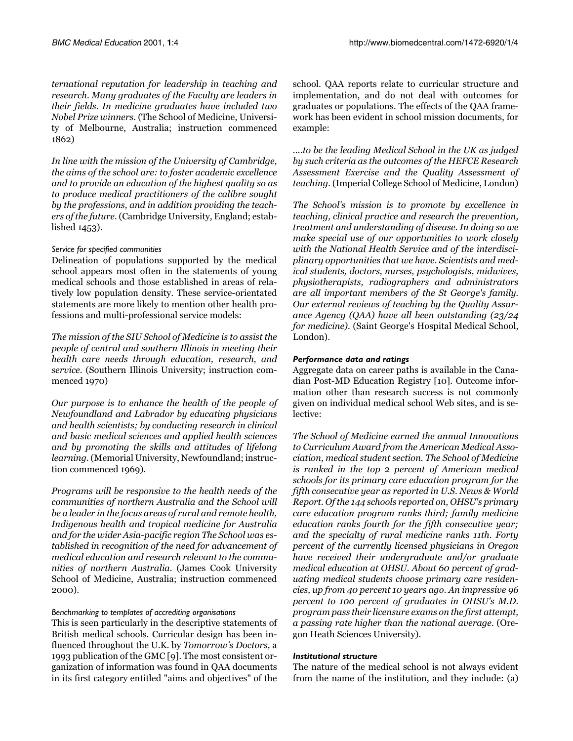*ternational reputation for leadership in teaching and research. Many graduates of the Faculty are leaders in their fields. In medicine graduates have included two Nobel Prize winners.* (The School of Medicine, University of Melbourne, Australia; instruction commenced 1862)

*In line with the mission of the University of Cambridge, the aims of the school are: to foster academic excellence and to provide an education of the highest quality so as to produce medical practitioners of the calibre sought by the professions, and in addition providing the teachers of the future.* (Cambridge University, England; established 1453).

#### Service for specified communities

Delineation of populations supported by the medical school appears most often in the statements of young medical schools and those established in areas of relatively low population density. These service-orientated statements are more likely to mention other health professions and multi-professional service models:

*The mission of the SIU School of Medicine is to assist the people of central and southern Illinois in meeting their health care needs through education, research, and service.* (Southern Illinois University; instruction commenced 1970)

*Our purpose is to enhance the health of the people of Newfoundland and Labrador by educating physicians and health scientists; by conducting research in clinical and basic medical sciences and applied health sciences and by promoting the skills and attitudes of lifelong learning.* (Memorial University, Newfoundland; instruction commenced 1969).

*Programs will be responsive to the health needs of the communities of northern Australia and the School will be a leader in the focus areas of rural and remote health, Indigenous health and tropical medicine for Australia and for the wider Asia-pacific region The School was established in recognition of the need for advancement of medical education and research relevant to the communities of northern Australia.* (James Cook University School of Medicine, Australia; instruction commenced 2000).

#### Benchmarking to templates of accrediting organisations

This is seen particularly in the descriptive statements of British medical schools. Curricular design has been influenced throughout the U.K. by *Tomorrow's Doctors,* a 1993 publication of the GMC [9]. The most consistent organization of information was found in QAA documents in its first category entitled "aims and objectives" of the school. QAA reports relate to curricular structure and implementation, and do not deal with outcomes for graduates or populations. The effects of the QAA framework has been evident in school mission documents, for example:

*....to be the leading Medical School in the UK as judged by such criteria as the outcomes of the HEFCE Research Assessment Exercise and the Quality Assessment of teaching.* (Imperial College School of Medicine, London)

*The School's mission is to promote by excellence in teaching, clinical practice and research the prevention, treatment and understanding of disease. In doing so we make special use of our opportunities to work closely with the National Health Service and of the interdisciplinary opportunities that we have. Scientists and medical students, doctors, nurses, psychologists, midwives, physiotherapists, radiographers and administrators are all important members of the St George's family. Our external reviews of teaching by the Quality Assurance Agency (QAA) have all been outstanding (23/24 for medicine).* (Saint George's Hospital Medical School, London).

#### Performance data and ratings

Aggregate data on career paths is available in the Canadian Post-MD Education Registry [10]. Outcome information other than research success is not commonly given on individual medical school Web sites, and is selective:

*The School of Medicine earned the annual Innovations to Curriculum Award from the American Medical Association, medical student section. The School of Medicine is ranked in the top 2 percent of American medical schools for its primary care education program for the fifth consecutive year as reported in U.S. News & World Report. Of the 144 schools reported on, OHSU's primary care education program ranks third; family medicine education ranks fourth for the fifth consecutive year; and the specialty of rural medicine ranks 11th. Forty percent of the currently licensed physicians in Oregon have received their undergraduate and/or graduate medical education at OHSU. About 60 percent of graduating medical students choose primary care residencies, up from 40 percent 10 years ago. An impressive 96 percent to 100 percent of graduates in OHSU's M.D. program pass their licensure exams on the first attempt, a passing rate higher than the national average.* (Oregon Heath Sciences University).

#### Institutional structure

The nature of the medical school is not always evident from the name of the institution, and they include: (a)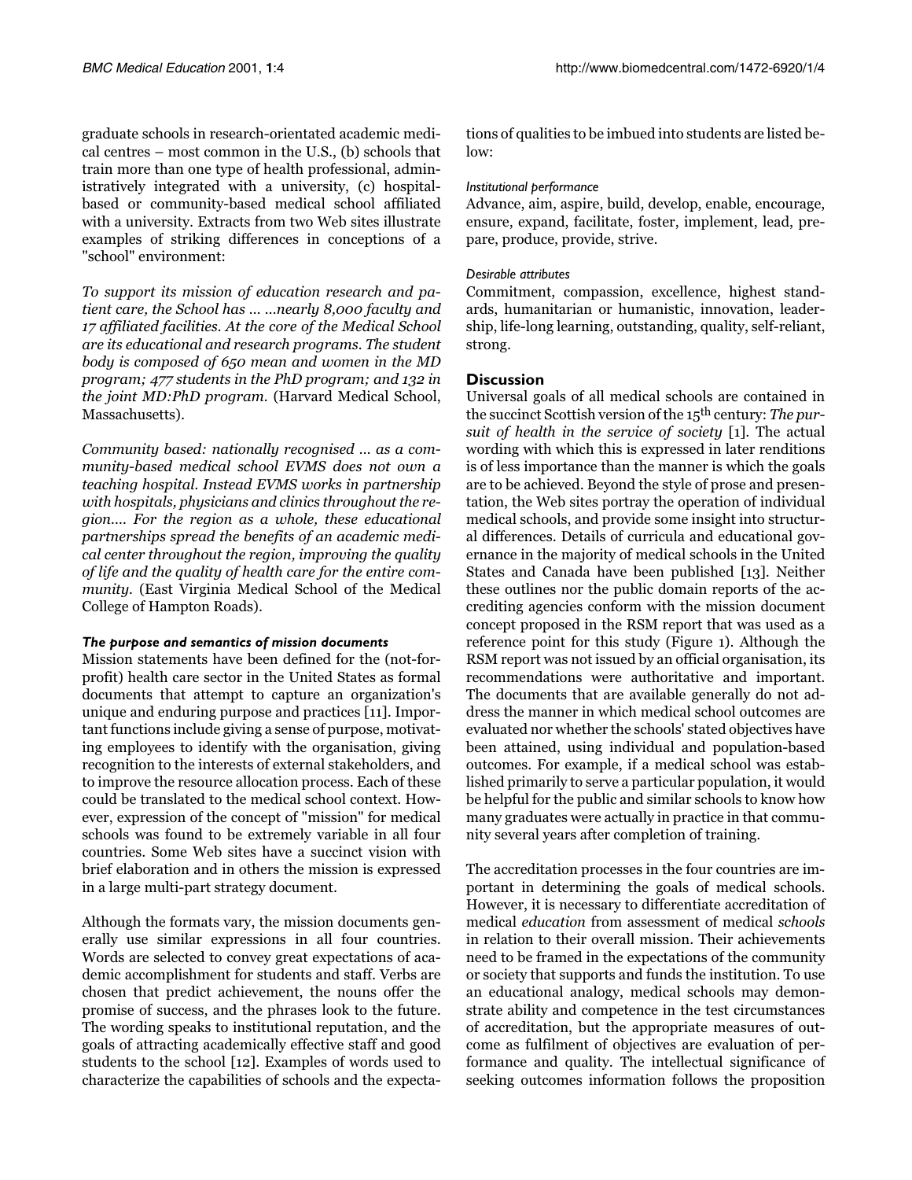graduate schools in research-orientated academic medical centres – most common in the U.S., (b) schools that train more than one type of health professional, administratively integrated with a university, (c) hospital-based or community-based medical school affiliated with a university. Extracts from two Web sites illustrate examples of striking differences in conceptions of a "school" environment:

*To support its mission of education research and patient care, the School has ... ...nearly 8,000 faculty and 17 affiliated facilities. At the core of the Medical School are its educational and research programs. The student body is composed of 650 mean and women in the MD program; 477 students in the PhD program; and 132 in the joint MD:PhD program.* (Harvard Medical School, Massachusetts).

*Community based: nationally recognised ... as a community-based medical school EVMS does not own a teaching hospital. Instead EVMS works in partnership with hospitals, physicians and clinics throughout the region.... For the region as a whole, these educational partnerships spread the benefits of an academic medical center throughout the region, improving the quality of life and the quality of health care for the entire community.* (East Virginia Medical School of the Medical College of Hampton Roads).

#### The purpose and semantics of mission documents

Mission statements have been defined for the (not-for-profit) health care sector in the United States as formal documents that attempt to capture an organization's unique and enduring purpose and practices [11]. Important functions include giving a sense of purpose, motivating employees to identify with the organisation, giving recognition to the interests of external stakeholders, and to improve the resource allocation process. Each of these could be translated to the medical school context. However, expression of the concept of "mission" for medical schools was found to be extremely variable in all four countries. Some Web sites have a succinct vision with brief elaboration and in others the mission is expressed in a large multi-part strategy document.

Although the formats vary, the mission documents generally use similar expressions in all four countries. Words are selected to convey great expectations of academic accomplishment for students and staff. Verbs are chosen that predict achievement, the nouns offer the promise of success, and the phrases look to the future. The wording speaks to institutional reputation, and the goals of attracting academically effective staff and good students to the school [12]. Examples of words used to characterize the capabilities of schools and the expectations of qualities to be imbued into students are listed below:

*Institutional performance*

Advance, aim, aspire, build, develop, enable, encourage, ensure, expand, facilitate, foster, implement, lead, prepare, produce, provide, strive.

*Desirable attributes*

Commitment, compassion, excellence, highest standards, humanitarian or humanistic, innovation, leadership, life-long learning, outstanding, quality, self-reliant, strong.

## Discussion

Universal goals of all medical schools are contained in the succinct Scottish version of the 15th century: *The pursuit of health in the service of society* [1]. The actual wording with which this is expressed in later renditions is of less importance than the manner in which the goals are to be achieved. Beyond the style of prose and presentation, the Web sites portray the operation of individual medical schools, and provide some insight into structural differences. Details of curricula and educational governance in the majority of medical schools in the United States and Canada have been published [13]. Neither these outlines nor the public domain reports of the accrediting agencies conform with the mission document concept proposed in the RSM report that was used as a reference point for this study (Figure 1). Although the RSM report was not issued by an official organisation, its recommendations were authoritative and important. The documents that are available generally do not address the manner in which medical school outcomes are evaluated nor whether the schools' stated objectives have been attained, using individual and population-based outcomes. For example, if a medical school was established primarily to serve a particular population, it would be helpful for the public and similar schools to know how many graduates were actually in practice in that community several years after completion of training.

The accreditation processes in the four countries are important in determining the goals of medical schools. However, it is necessary to differentiate accreditation of medical *education* from assessment of medical *schools* in relation to their overall mission. Their achievements need to be framed in the expectations of the community or society that supports and funds the institution. To use an educational analogy, medical schools may demonstrate ability and competence in the test circumstances of accreditation, but the appropriate measures of outcome as fulfilment of objectives are evaluation of performance and quality. The intellectual significance of seeking outcomes information follows the proposition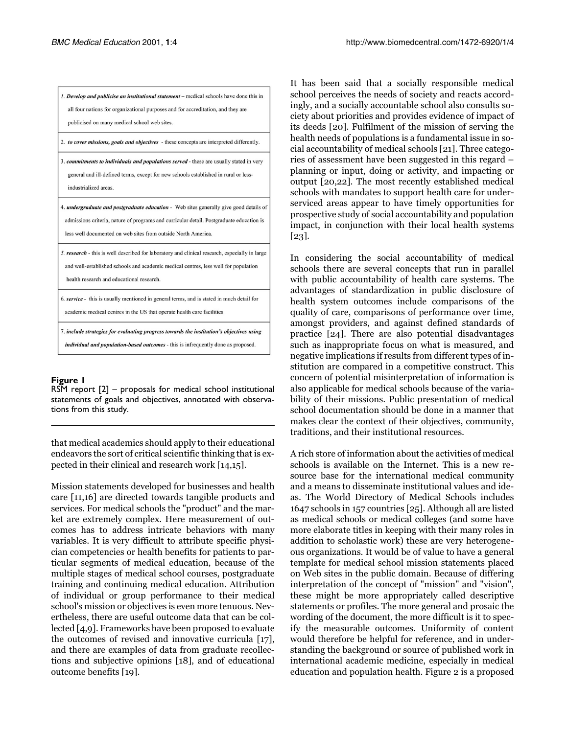| |
|---|
| 1. ***Develop and publicise an institutional statement*** – medical schools have done this in all four nations for organizational purposes and for accreditation, and they are publicised on many medical school web sites. |
| 2. ***to cover missions, goals and objectives*** - these concepts are interpreted differently. |
| 3. ***commitments to individuals and populations served*** - these are usually stated in very general and ill-defined terms, except for new schools established in rural or less-industrialized areas. |
| 4. ***undergraduate and postgraduate education*** - Web sites generally give good details of admissions criteria, nature of programs and curricular detail. Postgraduate education is less well documented on web sites from outside North America. |
| 5. ***research*** - this is well described for laboratory and clinical research, especially in large and well-established schools and academic medical centres, less well for population health research and educational research. |
| 6. ***service*** - this is usually mentioned in general terms, and is stated in much detail for academic medical centres in the US that operate health care facilities |
| 7. ***include strategies for evaluating progress towards the institution's objectives using individual and population-based outcomes*** - this is infrequently done as proposed. |

**Figure 1**
RSM report [2] – proposals for medical school institutional statements of goals and objectives, annotated with observations from this study.

that medical academics should apply to their educational endeavors the sort of critical scientific thinking that is expected in their clinical and research work [14,15].

Mission statements developed for businesses and health care [11,16] are directed towards tangible products and services. For medical schools the "product" and the market are extremely complex. Here measurement of outcomes has to address intricate behaviors with many variables. It is very difficult to attribute specific physician competencies or health benefits for patients to particular segments of medical education, because of the multiple stages of medical school courses, postgraduate training and continuing medical education. Attribution of individual or group performance to their medical school's mission or objectives is even more tenuous. Nevertheless, there are useful outcome data that can be collected [4,9]. Frameworks have been proposed to evaluate the outcomes of revised and innovative curricula [17], and there are examples of data from graduate recollections and subjective opinions [18], and of educational outcome benefits [19].

It has been said that a socially responsible medical school perceives the needs of society and reacts accordingly, and a socially accountable school also consults society about priorities and provides evidence of impact of its deeds [20]. Fulfilment of the mission of serving the health needs of populations is a fundamental issue in social accountability of medical schools [21]. Three categories of assessment have been suggested in this regard – planning or input, doing or activity, and impacting or output [20,22]. The most recently established medical schools with mandates to support health care for underserviced areas appear to have timely opportunities for prospective study of social accountability and population impact, in conjunction with their local health systems [23].

In considering the social accountability of medical schools there are several concepts that run in parallel with public accountability of health care systems. The advantages of standardization in public disclosure of health system outcomes include comparisons of the quality of care, comparisons of performance over time, amongst providers, and against defined standards of practice [24]. There are also potential disadvantages such as inappropriate focus on what is measured, and negative implications if results from different types of institution are compared in a competitive construct. This concern of potential misinterpretation of information is also applicable for medical schools because of the variability of their missions. Public presentation of medical school documentation should be done in a manner that makes clear the context of their objectives, community, traditions, and their institutional resources.

A rich store of information about the activities of medical schools is available on the Internet. This is a new resource base for the international medical community and a means to disseminate institutional values and ideas. The World Directory of Medical Schools includes 1647 schools in 157 countries [25]. Although all are listed as medical schools or medical colleges (and some have more elaborate titles in keeping with their many roles in addition to scholastic work) these are very heterogeneous organizations. It would be of value to have a general template for medical school mission statements placed on Web sites in the public domain. Because of differing interpretation of the concept of "mission" and "vision", these might be more appropriately called descriptive statements or profiles. The more general and prosaic the wording of the document, the more difficult is it to specify the measurable outcomes. Uniformity of content would therefore be helpful for reference, and in understanding the background or source of published work in international academic medicine, especially in medical education and population health. Figure 2 is a proposed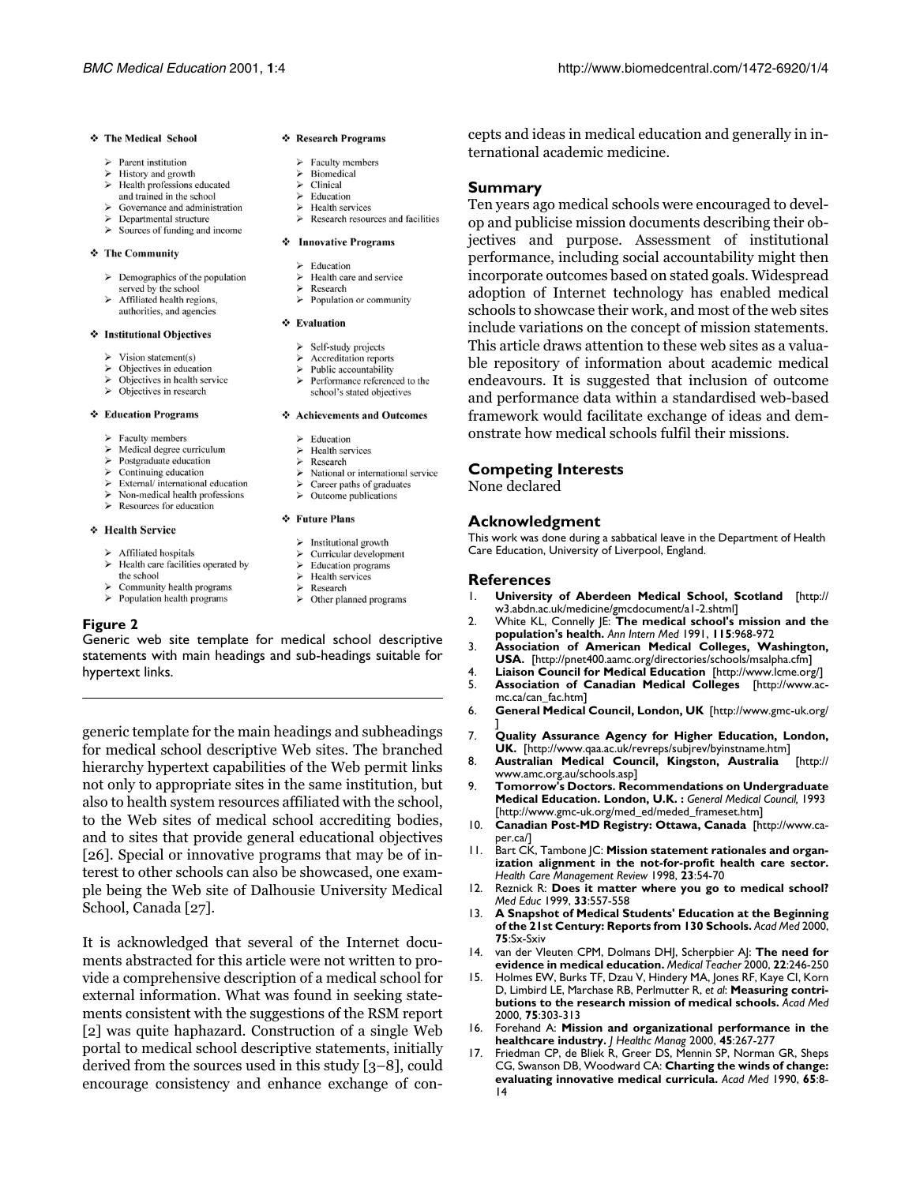- **The Medical School**
  - Parent institution
  - History and growth
  - Health professions educated and trained in the school
  - Governance and administration
  - Departmental structure
  - Sources of funding and income
- **The Community**
  - Demographics of the population served by the school
  - Affiliated health regions, authorities, and agencies
- **Institutional Objectives**
  - Vision statement(s)
  - Objectives in education
  - Objectives in health service
  - Objectives in research
- **Education Programs**
  - Faculty members
  - Medical degree curriculum
  - Postgraduate education
  - Continuing education
  - External/ international education
  - Non-medical health professions
  - Resources for education
- **Health Service**
  - Affiliated hospitals
  - Health care facilities operated by the school
  - Community health programs
  - Population health programs
- **Research Programs**
  - Faculty members
  - Biomedical
  - Clinical
  - Education
  - Health services
  - Research resources and facilities
- **Innovative Programs**
  - Education
  - Health care and service
  - Research
  - Population or community
- **Evaluation**
  - Self-study projects
  - Accreditation reports
  - Public accountability
  - Performance referenced to the school's stated objectives
- **Achievements and Outcomes**
  - Education
  - Health services
  - Research
  - National or international service
  - Career paths of graduates
  - Outcome publications
- **Future Plans**
  - Institutional growth
  - Curricular development
  - Education programs
  - Health services
  - Research
  - Other planned programs

**Figure 2**
Generic web site template for medical school descriptive statements with main headings and sub-headings suitable for hypertext links.

generic template for the main headings and subheadings for medical school descriptive Web sites. The branched hierarchy hypertext capabilities of the Web permit links not only to appropriate sites in the same institution, but also to health system resources affiliated with the school, to the Web sites of medical school accrediting bodies, and to sites that provide general educational objectives [26]. Special or innovative programs that may be of interest to other schools can also be showcased, one example being the Web site of Dalhousie University Medical School, Canada [27].

It is acknowledged that several of the Internet documents abstracted for this article were not written to provide a comprehensive description of a medical school for external information. What was found in seeking statements consistent with the suggestions of the RSM report [2] was quite haphazard. Construction of a single Web portal to medical school descriptive statements, initially derived from the sources used in this study [3–8], could encourage consistency and enhance exchange of concepts and ideas in medical education and generally in international academic medicine.

## Summary

Ten years ago medical schools were encouraged to develop and publicise mission documents describing their objectives and purpose. Assessment of institutional performance, including social accountability might then incorporate outcomes based on stated goals. Widespread adoption of Internet technology has enabled medical schools to showcase their work, and most of the web sites include variations on the concept of mission statements. This article draws attention to these web sites as a valuable repository of information about academic medical endeavours. It is suggested that inclusion of outcome and performance data within a standardised web-based framework would facilitate exchange of ideas and demonstrate how medical schools fulfil their missions.

## Competing Interests

None declared

## Acknowledgment

This work was done during a sabbatical leave in the Department of Health Care Education, University of Liverpool, England.

## References

1. **University of Aberdeen Medical School, Scotland** [http://w3.abdn.ac.uk/medicine/gmcdocument/a1-2.shtml]
2. White KL, Connelly JE: **The medical school's mission and the population's health.** *Ann Intern Med* 1991, **115**:968-972
3. **Association of American Medical Colleges, Washington, USA.** [http://pnet400.aamc.org/directories/schools/msalpha.cfm]
4. **Liaison Council for Medical Education** [http://www.lcme.org/]
5. **Association of Canadian Medical Colleges** [http://www.acmc.ca/can_fac.htm]
6. **General Medical Council, London, UK** [http://www.gmc-uk.org/]
7. **Quality Assurance Agency for Higher Education, London, UK.** [http://www.qaa.ac.uk/revreps/subjrev/byinstname.htm]
8. **Australian Medical Council, Kingston, Australia** [http://www.amc.org.au/schools.asp]
9. **Tomorrow's Doctors. Recommendations on Undergraduate Medical Education. London, U.K. :** *General Medical Council,* 1993 [http://www.gmc-uk.org/med_ed/meded_frameset.htm]
10. **Canadian Post-MD Registry: Ottawa, Canada** [http://www.caper.ca/]
11. Bart CK, Tambone JC: **Mission statement rationales and organization alignment in the not-for-profit health care sector.** *Health Care Management Review* 1998, **23**:54-70
12. Reznick R: **Does it matter where you go to medical school?** *Med Educ* 1999, **33**:557-558
13. **A Snapshot of Medical Students' Education at the Beginning of the 21st Century: Reports from 130 Schools.** *Acad Med* 2000, **75**:Sx-Sxiv
14. van der Vleuten CPM, Dolmans DHJ, Scherpbier AJ: **The need for evidence in medical education.** *Medical Teacher* 2000, **22**:246-250
15. Holmes EW, Burks TF, Dzau V, Hindery MA, Jones RF, Kaye CI, Korn D, Limbird LE, Marchase RB, Perlmutter R, *et al*: **Measuring contributions to the research mission of medical schools.** *Acad Med* 2000, **75**:303-313
16. Forehand A: **Mission and organizational performance in the healthcare industry.** *J Healthc Manag* 2000, **45**:267-277
17. Friedman CP, de Bliek R, Greer DS, Mennin SP, Norman GR, Sheps CG, Swanson DB, Woodward CA: **Charting the winds of change: evaluating innovative medical curricula.** *Acad Med* 1990, **65**:8-14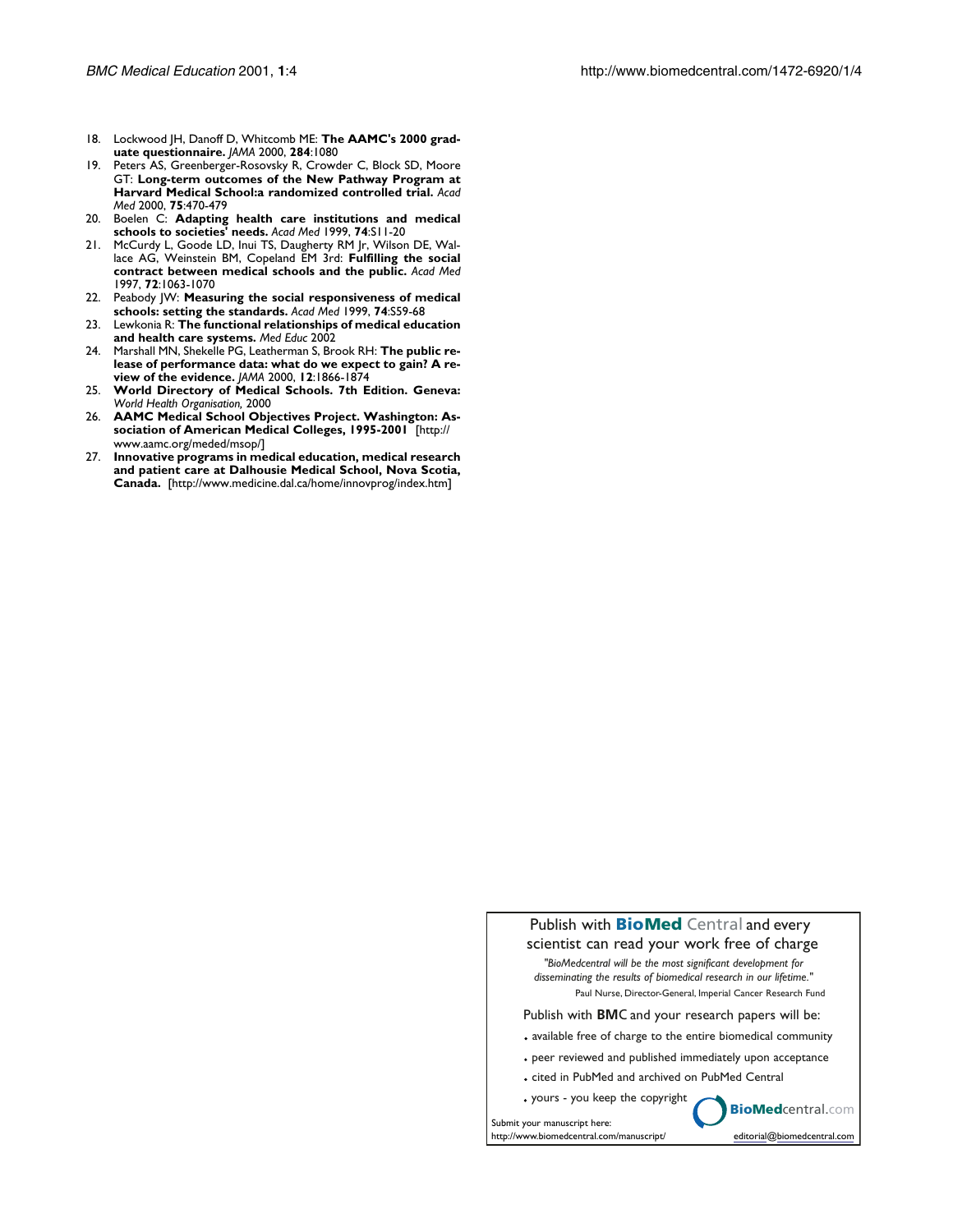18. Lockwood JH, Danoff D, Whitcomb ME: **The AAMC's 2000 graduate questionnaire.** *JAMA* 2000, **284**:1080
19. Peters AS, Greenberger-Rosovsky R, Crowder C, Block SD, Moore GT: **Long-term outcomes of the New Pathway Program at Harvard Medical School:a randomized controlled trial.** *Acad Med* 2000, **75**:470-479
20. Boelen C: **Adapting health care institutions and medical schools to societies' needs.** *Acad Med* 1999, **74**:S11-20
21. McCurdy L, Goode LD, Inui TS, Daugherty RM Jr, Wilson DE, Wallace AG, Weinstein BM, Copeland EM 3rd: **Fulfilling the social contract between medical schools and the public.** *Acad Med* 1997, **72**:1063-1070
22. Peabody JW: **Measuring the social responsiveness of medical schools: setting the standards.** *Acad Med* 1999, **74**:S59-68
23. Lewkonia R: **The functional relationships of medical education and health care systems.** *Med Educ* 2002
24. Marshall MN, Shekelle PG, Leatherman S, Brook RH: **The public release of performance data: what do we expect to gain? A review of the evidence.** *JAMA* 2000, **12**:1866-1874
25. **World Directory of Medical Schools. 7th Edition. Geneva:** *World Health Organisation,* 2000
26. **AAMC Medical School Objectives Project. Washington: Association of American Medical Colleges, 1995-2001** [http://www.aamc.org/meded/msop/]
27. **Innovative programs in medical education, medical research and patient care at Dalhousie Medical School, Nova Scotia, Canada.** [http://www.medicine.dal.ca/home/innovprog/index.htm]

Publish with **BioMed** Central and every scientist can read your work free of charge

*"BioMedcentral will be the most significant development for disseminating the results of biomedical research in our lifetime."*

Paul Nurse, Director-General, Imperial Cancer Research Fund

Publish with **BMC** and your research papers will be:

- available free of charge to the entire biomedical community
- peer reviewed and published immediately upon acceptance
- cited in PubMed and archived on PubMed Central
- yours - you keep the copyright

**BioMed**central.com

Submit your manuscript here:
http://www.biomedcentral.com/manuscript/

editorial@biomedcentral.com